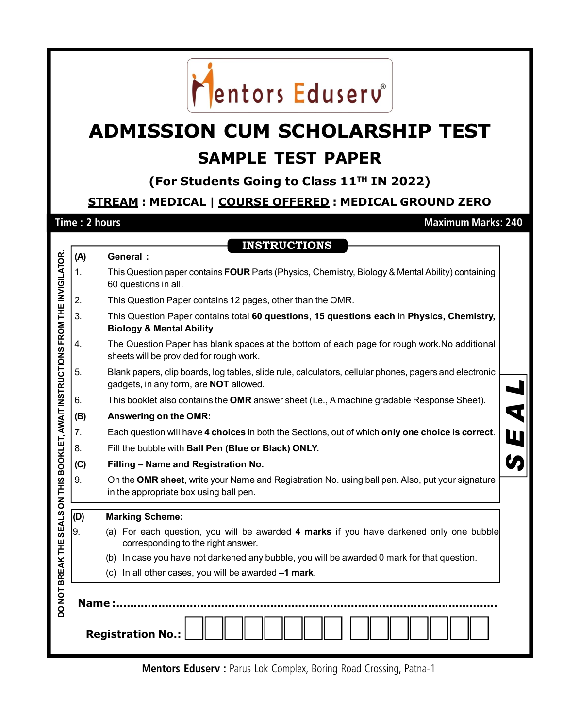Mentors Eduserv®

# ADMISSION CUM SCHOLARSHIP TEST

## SAMPLE TEST PAPER

### (For Students Going to Class 11TH IN 2022)

**STREAM : MEDICAL | COURSE OFFERED : MEDICAL GROUND ZERO**

**Time : 2 hours** | **Maximum Marks: 240**

DO NOT BREAK THE SEALS ON THIS BOOKLET, AWAIT INSTRUCTIONS FROM THE INVIGILATOR.

## INSTRUCTIONS

**(A) General :**

1. This Question paper contains **FOUR** Parts (Physics, Chemistry, Biology & Mental Ability) containing 60 questions in all.
2. This Question Paper contains 12 pages, other than the OMR.
3. This Question Paper contains total **60 questions, 15 questions each** in **Physics, Chemistry, Biology & Mental Ability**.
4. The Question Paper has blank spaces at the bottom of each page for rough work.No additional sheets will be provided for rough work.
5. Blank papers, clip boards, log tables, slide rule, calculators, cellular phones, pagers and electronic gadgets, in any form, are **NOT** allowed.
6. This booklet also contains the **OMR** answer sheet (i.e., A machine gradable Response Sheet).

**(B) Answering on the OMR:**

7. Each question will have **4 choices** in both the Sections, out of which **only one choice is correct**.
8. Fill the bubble with **Ball Pen (Blue or Black) ONLY.**

**(C) Filling – Name and Registration No.**

9. On the **OMR sheet**, write your Name and Registration No. using ball pen. Also, put your signature in the appropriate box using ball pen.

**SEAL**

**(D) Marking Scheme:**

9. (a) For each question, you will be awarded **4 marks** if you have darkened only one bubble corresponding to the right answer.
   (b) In case you have not darkened any bubble, you will be awarded 0 mark for that question.
   (c) In all other cases, you will be awarded **–1 mark**.

**Name :**..................................................................................................................

**Registration No.:** | | | | | | | | | | | | | | | |

**Mentors Eduserv :** Parus Lok Complex, Boring Road Crossing, Patna-1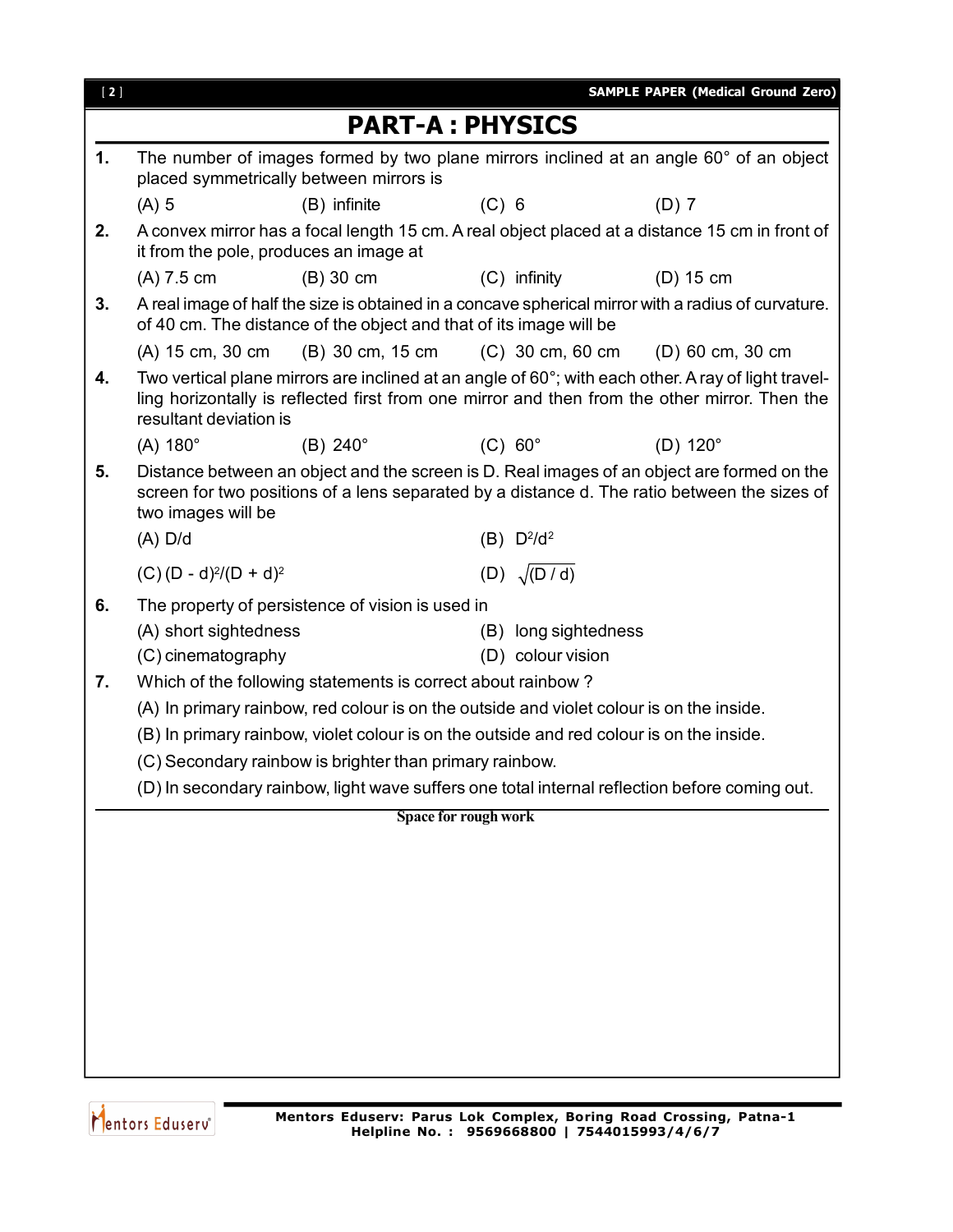# PART-A : PHYSICS

**1.** The number of images formed by two plane mirrors inclined at an angle 60° of an object placed symmetrically between mirrors is

(A) 5 (B) infinite (C) 6 (D) 7

**2.** A convex mirror has a focal length 15 cm. A real object placed at a distance 15 cm in front of it from the pole, produces an image at

(A) 7.5 cm (B) 30 cm (C) infinity (D) 15 cm

**3.** A real image of half the size is obtained in a concave spherical mirror with a radius of curvature. of 40 cm. The distance of the object and that of its image will be

(A) 15 cm, 30 cm (B) 30 cm, 15 cm (C) 30 cm, 60 cm (D) 60 cm, 30 cm

**4.** Two vertical plane mirrors are inclined at an angle of 60°; with each other. A ray of light travelling horizontally is reflected first from one mirror and then from the other mirror. Then the resultant deviation is

(A) 180° (B) 240° (C) 60° (D) 120°

**5.** Distance between an object and the screen is D. Real images of an object are formed on the screen for two positions of a lens separated by a distance d. The ratio between the sizes of two images will be

(A) D/d (B) $D^2/d^2$

(C) $(D - d)^2/(D + d)^2$ (D) $\sqrt{(D / d)}$

**6.** The property of persistence of vision is used in

(A) short sightedness (B) long sightedness

(C) cinematography (D) colour vision

**7.** Which of the following statements is correct about rainbow ?

(A) In primary rainbow, red colour is on the outside and violet colour is on the inside.

(B) In primary rainbow, violet colour is on the outside and red colour is on the inside.

(C) Secondary rainbow is brighter than primary rainbow.

(D) In secondary rainbow, light wave suffers one total internal reflection before coming out.

**Space for rough work**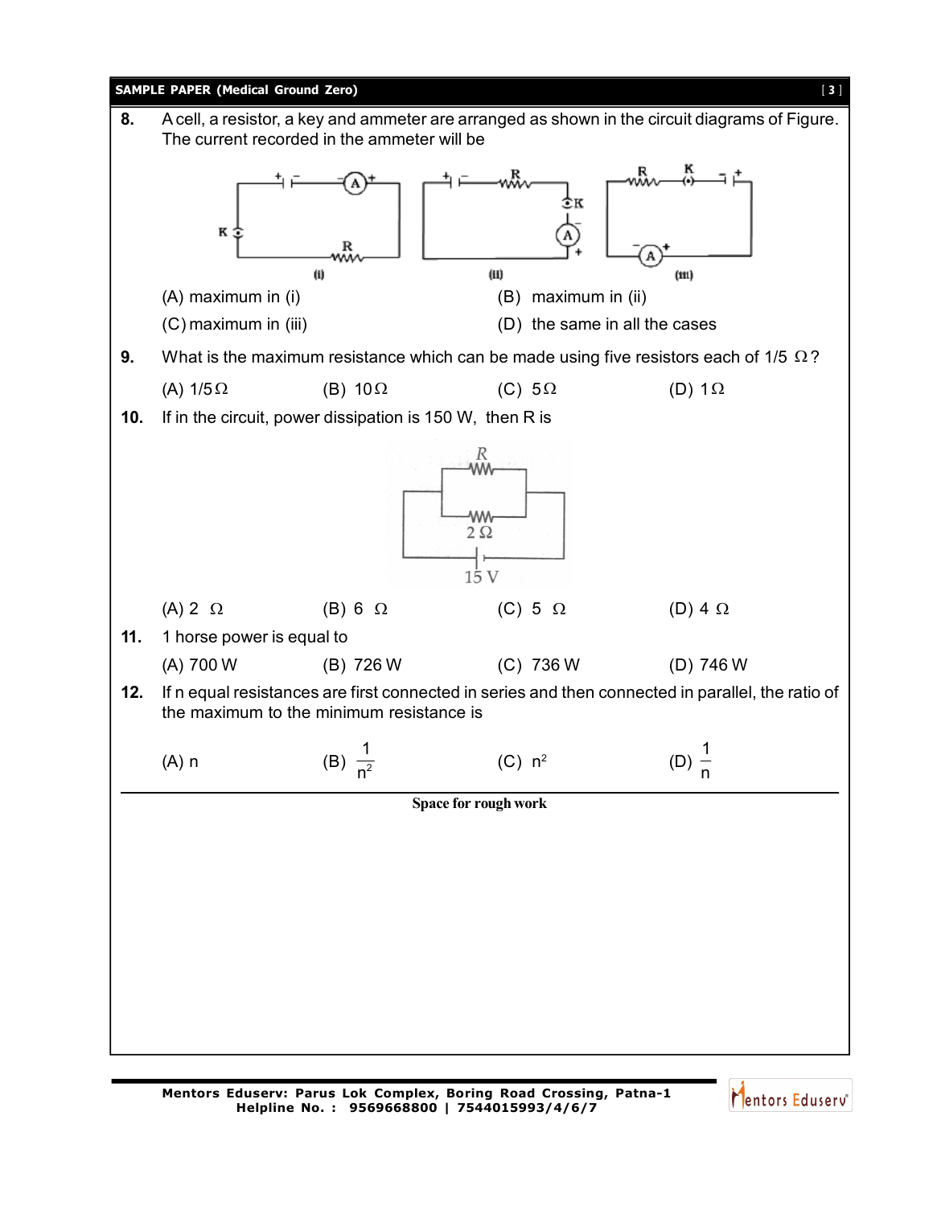**8.** A cell, a resistor, a key and ammeter are arranged as shown in the circuit diagrams of Figure. The current recorded in the ammeter will be

(i) (ii) (iii)

(A) maximum in (i)

(B) maximum in (ii)

(C) maximum in (iii)

(D) the same in all the cases

**9.** What is the maximum resistance which can be made using five resistors each of 1/5 Ω?

(A) 1/5Ω (B) 10Ω (C) 5Ω (D) 1Ω

**10.** If in the circuit, power dissipation is 150 W, then R is

(A) 2 Ω (B) 6 Ω (C) 5 Ω (D) 4 Ω

**11.** 1 horse power is equal to

(A) 700 W (B) 726 W (C) 736 W (D) 746 W

**12.** If n equal resistances are first connected in series and then connected in parallel, the ratio of the maximum to the minimum resistance is

(A) n (B) $\frac{1}{n^2}$ (C) $n^2$ (D) $\frac{1}{n}$

Space for rough work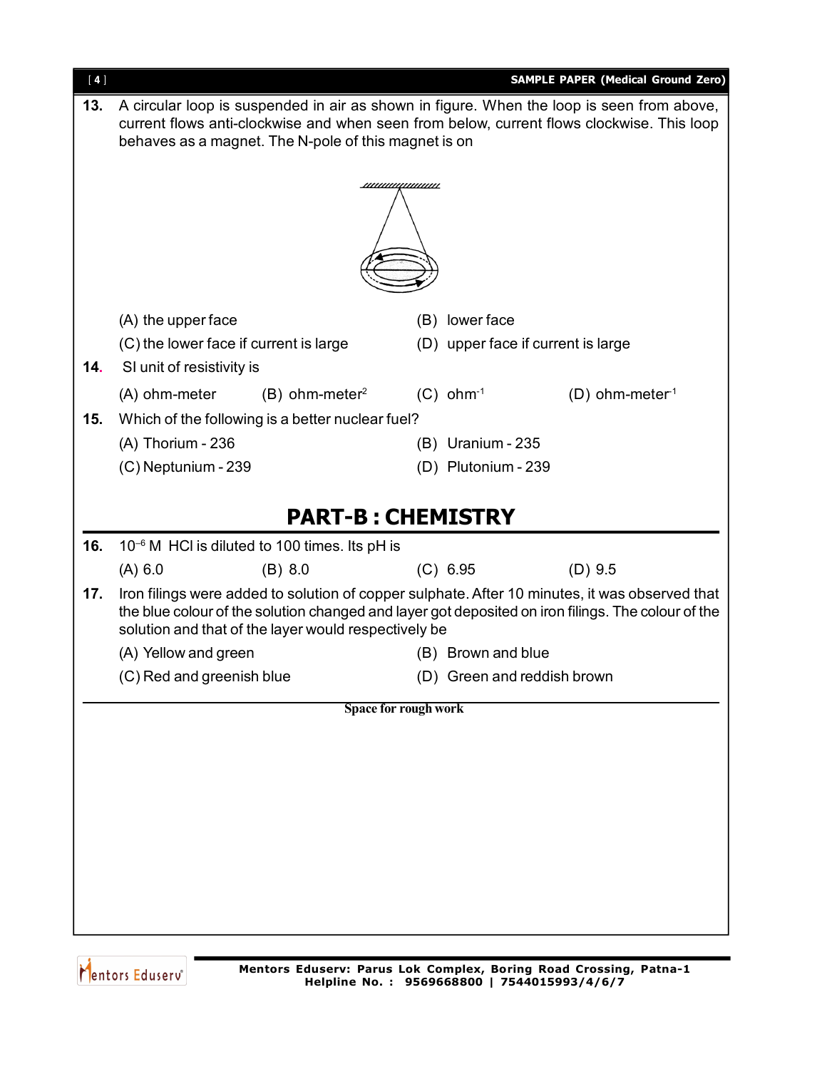13. A circular loop is suspended in air as shown in figure. When the loop is seen from above, current flows anti-clockwise and when seen from below, current flows clockwise. This loop behaves as a magnet. The N-pole of this magnet is on

(A) the upper face (B) lower face

(C) the lower face if current is large (D) upper face if current is large

14. SI unit of resistivity is

(A) ohm-meter (B) ohm-meter$^2$ (C) ohm$^{-1}$ (D) ohm-meter$^{-1}$

15. Which of the following is a better nuclear fuel?

(A) Thorium - 236 (B) Uranium - 235

(C) Neptunium - 239 (D) Plutonium - 239

## PART-B : CHEMISTRY

16. $10^{-6}$ M HCl is diluted to 100 times. Its pH is

(A) 6.0 (B) 8.0 (C) 6.95 (D) 9.5

17. Iron filings were added to solution of copper sulphate. After 10 minutes, it was observed that the blue colour of the solution changed and layer got deposited on iron filings. The colour of the solution and that of the layer would respectively be

(A) Yellow and green (B) Brown and blue

(C) Red and greenish blue (D) Green and reddish brown

Space for rough work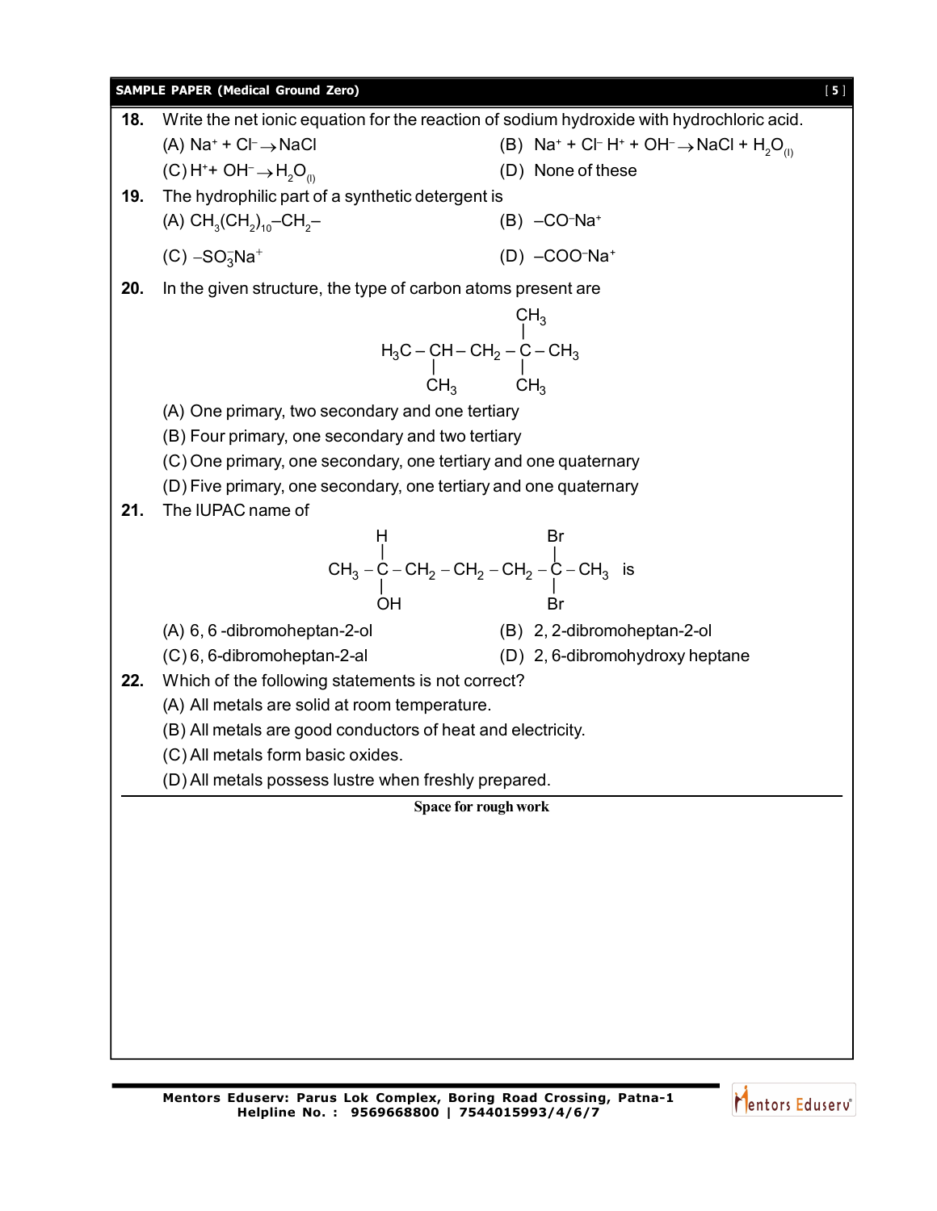**18.** Write the net ionic equation for the reaction of sodium hydroxide with hydrochloric acid.

(A) $Na^+ + Cl^- \rightarrow NaCl$

(B) $Na^+ + Cl^- H^+ + OH^- \rightarrow NaCl + H_2O_{(l)}$

(C) $H^+ + OH^- \rightarrow H_2O_{(l)}$

(D) None of these

**19.** The hydrophilic part of a synthetic detergent is

(A) $CH_3(CH_2)_{10}-CH_2-$

(B) $-CO^-Na^+$

(C) $-SO_3^-Na^+$

(D) $-COO^-Na^+$

**20.** In the given structure, the type of carbon atoms present are

$$H_3C-\underset{\underset{CH_3}{|}}{CH}-CH_2-\overset{\overset{CH_3}{|}}{\underset{\underset{CH_3}{|}}{C}}-CH_3$$

(A) One primary, two secondary and one tertiary

(B) Four primary, one secondary and two tertiary

(C) One primary, one secondary, one tertiary and one quaternary

(D) Five primary, one secondary, one tertiary and one quaternary

**21.** The IUPAC name of

$$CH_3-\overset{\overset{H}{|}}{\underset{\underset{OH}{|}}{C}}-CH_2-CH_2-CH_2-\overset{\overset{Br}{|}}{\underset{\underset{Br}{|}}{C}}-CH_3 \text{ is}$$

(A) 6, 6 -dibromoheptan-2-ol

(B) 2, 2-dibromoheptan-2-ol

(C) 6, 6-dibromoheptan-2-al

(D) 2, 6-dibromohydroxy heptane

**22.** Which of the following statements is not correct?

(A) All metals are solid at room temperature.

(B) All metals are good conductors of heat and electricity.

(C) All metals form basic oxides.

(D) All metals possess lustre when freshly prepared.

**Space for rough work**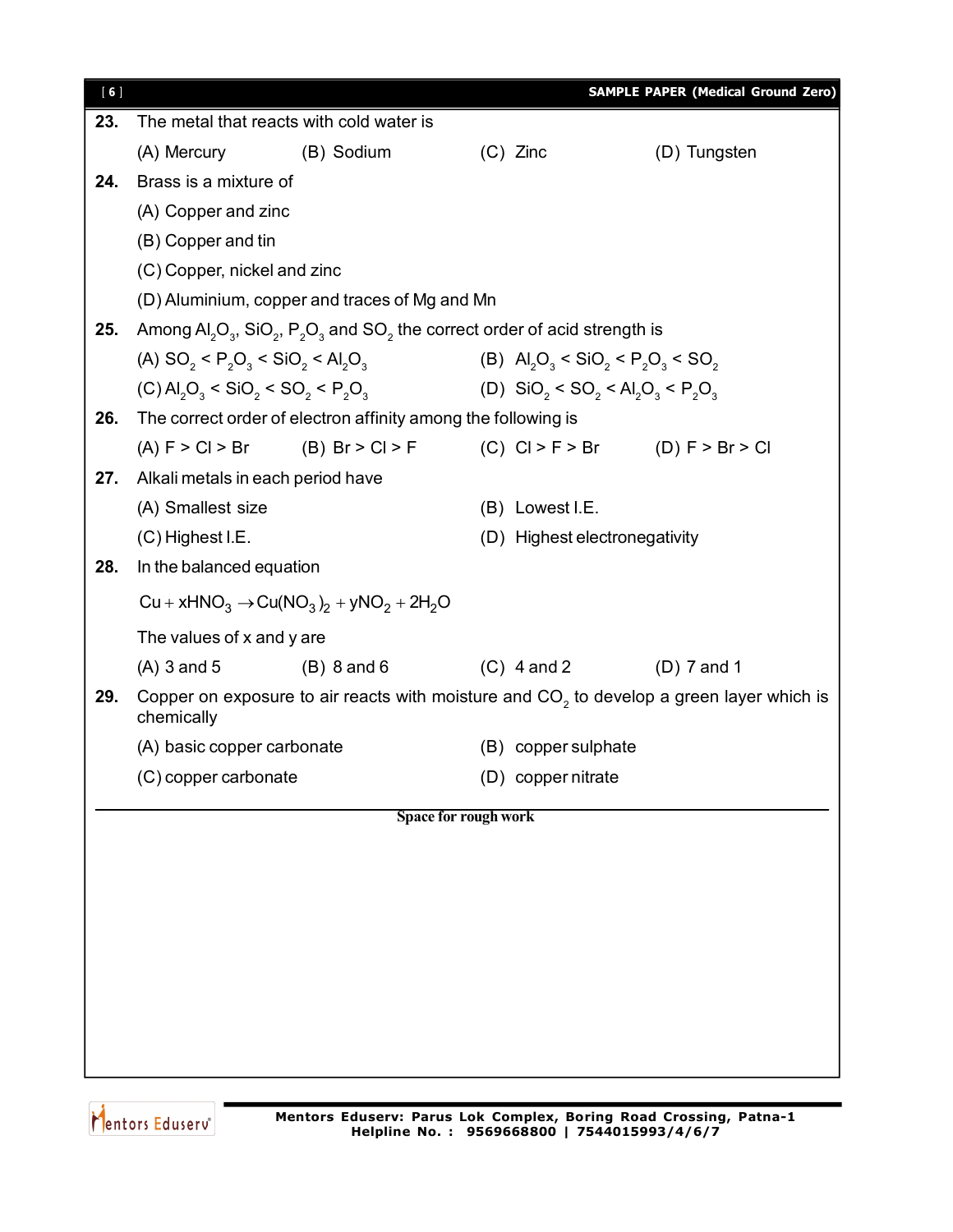**23.** The metal that reacts with cold water is

(A) Mercury (B) Sodium (C) Zinc (D) Tungsten

**24.** Brass is a mixture of

(A) Copper and zinc

(B) Copper and tin

(C) Copper, nickel and zinc

(D) Aluminium, copper and traces of Mg and Mn

**25.** Among $Al_2O_3$, $SiO_2$, $P_2O_3$ and $SO_2$ the correct order of acid strength is

(A) $SO_2 < P_2O_3 < SiO_2 < Al_2O_3$ (B) $Al_2O_3 < SiO_2 < P_2O_3 < SO_2$

(C) $Al_2O_3 < SiO_2 < SO_2 < P_2O_3$ (D) $SiO_2 < SO_2 < Al_2O_3 < P_2O_3$

**26.** The correct order of electron affinity among the following is

(A) F > Cl > Br (B) Br > Cl > F (C) Cl > F > Br (D) F > Br > Cl

**27.** Alkali metals in each period have

(A) Smallest size (B) Lowest I.E.

(C) Highest I.E. (D) Highest electronegativity

**28.** In the balanced equation

$$Cu + xHNO_3 \rightarrow Cu(NO_3)_2 + yNO_2 + 2H_2O$$

The values of x and y are

(A) 3 and 5 (B) 8 and 6 (C) 4 and 2 (D) 7 and 1

**29.** Copper on exposure to air reacts with moisture and $CO_2$ to develop a green layer which is chemically

(A) basic copper carbonate (B) copper sulphate

(C) copper carbonate (D) copper nitrate

**Space for rough work**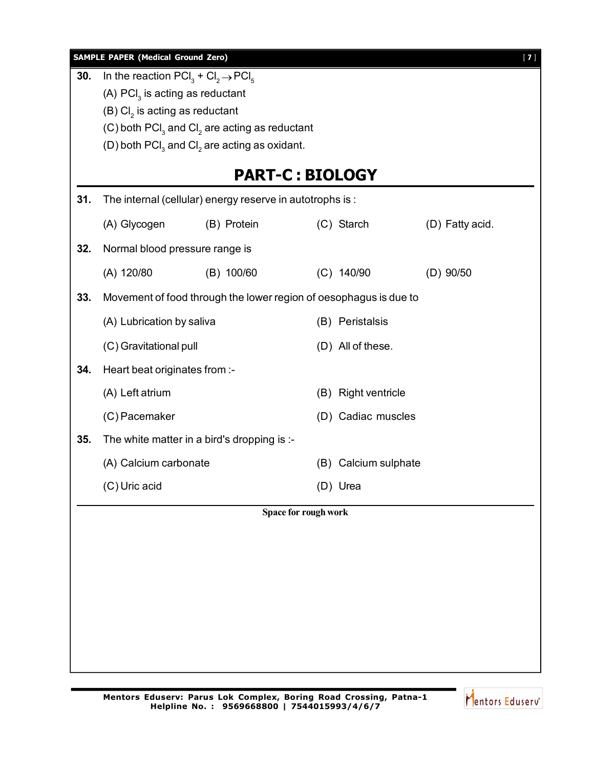**30.** In the reaction $PCl_3 + Cl_2 \rightarrow PCl_5$

(A) $PCl_3$ is acting as reductant

(B) $Cl_2$ is acting as reductant

(C) both $PCl_3$ and $Cl_2$ are acting as reductant

(D) both $PCl_3$ and $Cl_2$ are acting as oxidant.

# PART-C : BIOLOGY

**31.** The internal (cellular) energy reserve in autotrophs is :

(A) Glycogen (B) Protein (C) Starch (D) Fatty acid.

**32.** Normal blood pressure range is

(A) 120/80 (B) 100/60 (C) 140/90 (D) 90/50

**33.** Movement of food through the lower region of oesophagus is due to

(A) Lubrication by saliva (B) Peristalsis

(C) Gravitational pull (D) All of these.

**34.** Heart beat originates from :-

(A) Left atrium (B) Right ventricle

(C) Pacemaker (D) Cadiac muscles

**35.** The white matter in a bird's dropping is :-

(A) Calcium carbonate (B) Calcium sulphate

(C) Uric acid (D) Urea

**Space for rough work**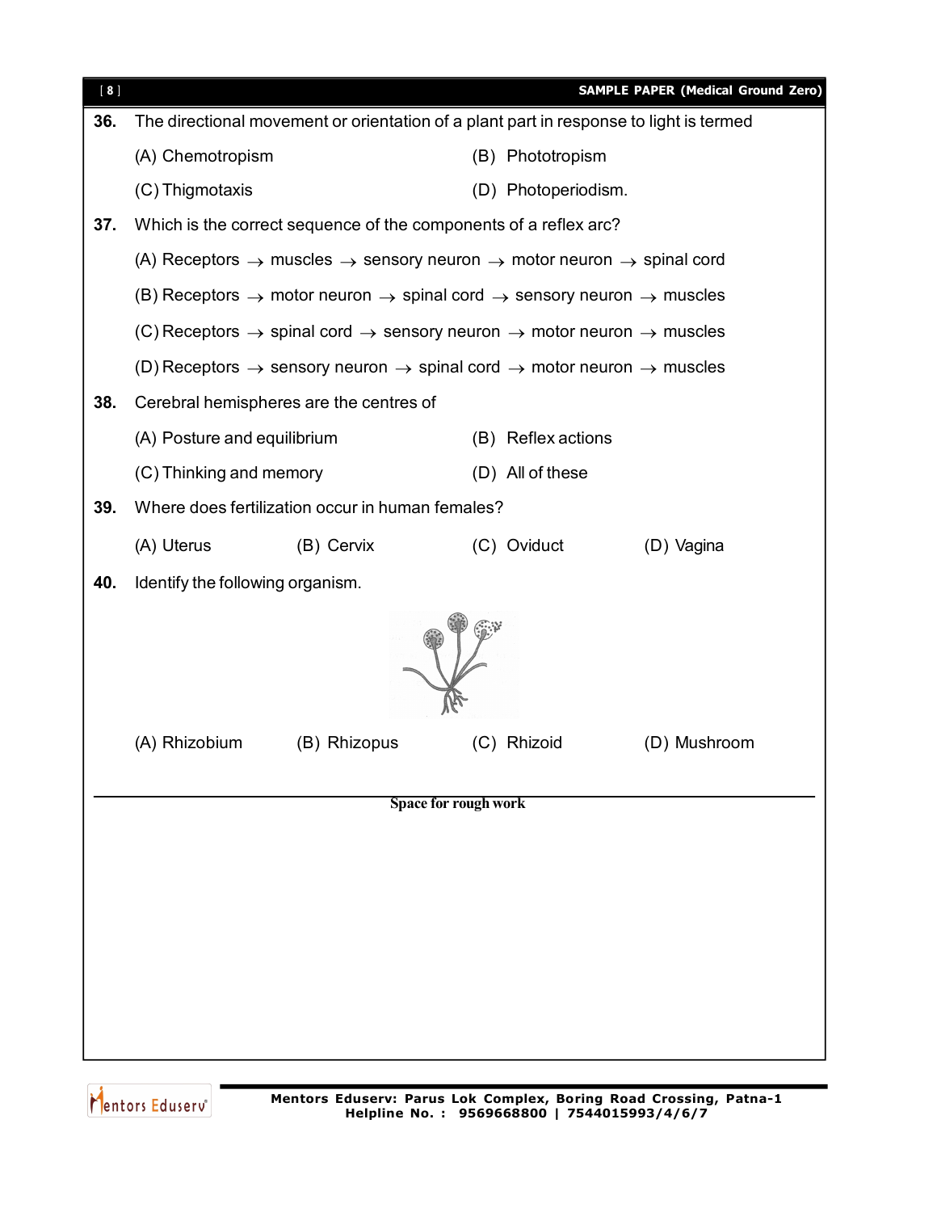**36.** The directional movement or orientation of a plant part in response to light is termed

(A) Chemotropism (B) Phototropism

(C) Thigmotaxis (D) Photoperiodism.

**37.** Which is the correct sequence of the components of a reflex arc?

(A) Receptors $\rightarrow$ muscles $\rightarrow$ sensory neuron $\rightarrow$ motor neuron $\rightarrow$ spinal cord

(B) Receptors $\rightarrow$ motor neuron $\rightarrow$ spinal cord $\rightarrow$ sensory neuron $\rightarrow$ muscles

(C) Receptors $\rightarrow$ spinal cord $\rightarrow$ sensory neuron $\rightarrow$ motor neuron $\rightarrow$ muscles

(D) Receptors $\rightarrow$ sensory neuron $\rightarrow$ spinal cord $\rightarrow$ motor neuron $\rightarrow$ muscles

**38.** Cerebral hemispheres are the centres of

(A) Posture and equilibrium (B) Reflex actions

(C) Thinking and memory (D) All of these

**39.** Where does fertilization occur in human females?

(A) Uterus (B) Cervix (C) Oviduct (D) Vagina

**40.** Identify the following organism.

(A) Rhizobium (B) Rhizopus (C) Rhizoid (D) Mushroom

Space for rough work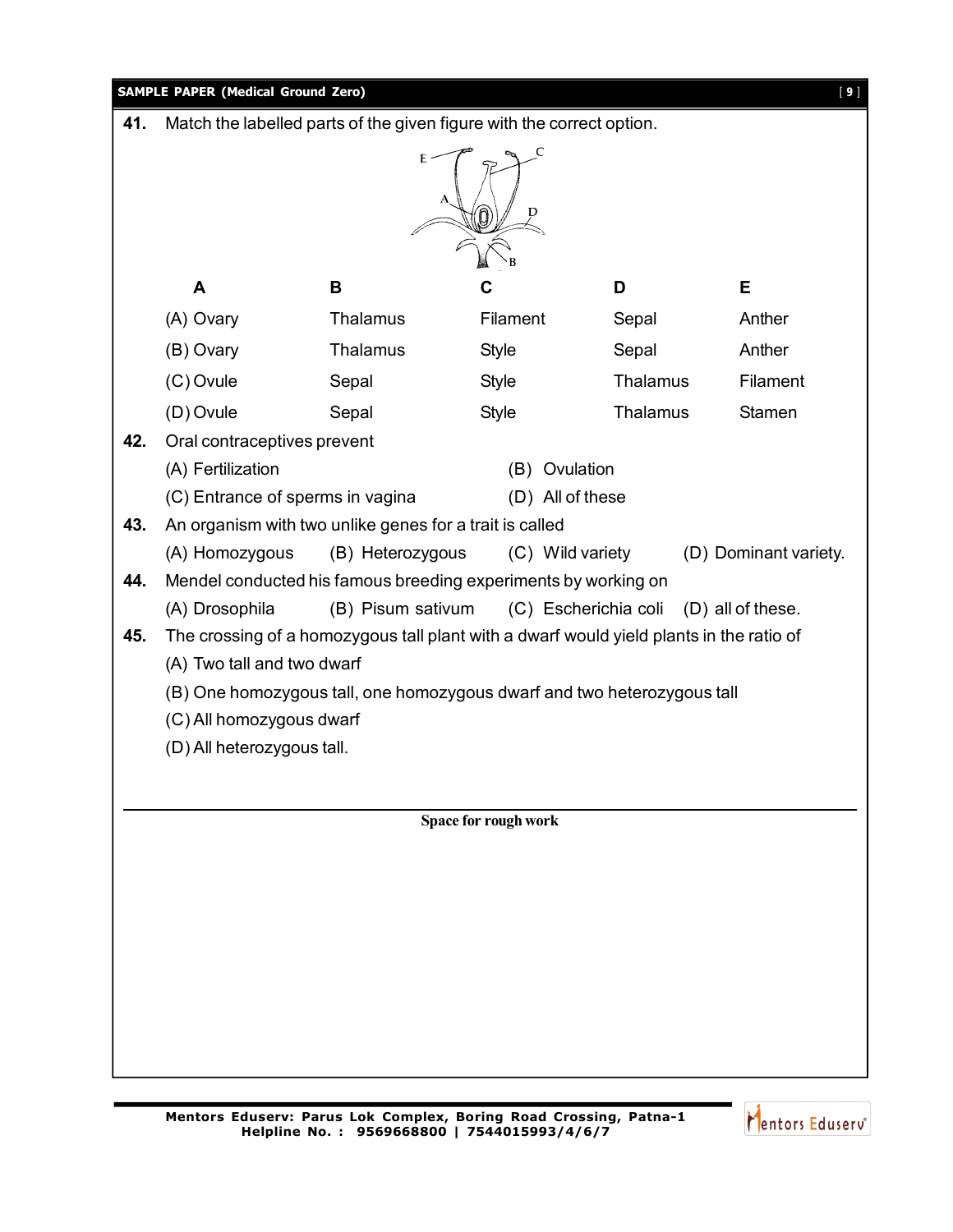**41.** Match the labelled parts of the given figure with the correct option.

| | A | B | C | D | E |
|---|---|---|---|---|---|
| (A) | Ovary | Thalamus | Filament | Sepal | Anther |
| (B) | Ovary | Thalamus | Style | Sepal | Anther |
| (C) | Ovule | Sepal | Style | Thalamus | Filament |
| (D) | Ovule | Sepal | Style | Thalamus | Stamen |

**42.** Oral contraceptives prevent

(A) Fertilization
(B) Ovulation
(C) Entrance of sperms in vagina
(D) All of these

**43.** An organism with two unlike genes for a trait is called

(A) Homozygous
(B) Heterozygous
(C) Wild variety
(D) Dominant variety.

**44.** Mendel conducted his famous breeding experiments by working on

(A) Drosophila
(B) Pisum sativum
(C) Escherichia coli
(D) all of these.

**45.** The crossing of a homozygous tall plant with a dwarf would yield plants in the ratio of

(A) Two tall and two dwarf
(B) One homozygous tall, one homozygous dwarf and two heterozygous tall
(C) All homozygous dwarf
(D) All heterozygous tall.

**Space for rough work**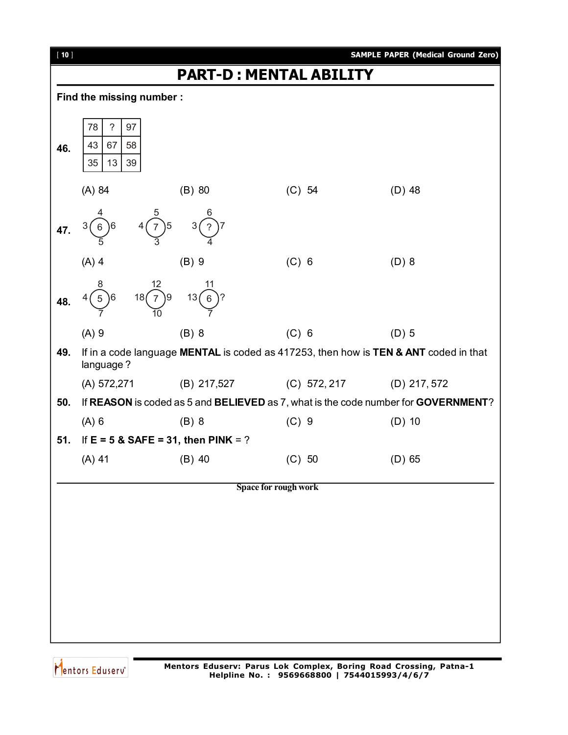# PART-D : MENTAL ABILITY

**Find the missing number :**

**46.**

| 78 | ? | 97 |
|---|---|---|
| 43 | 67 | 58 |
| 35 | 13 | 39 |

(A) 84 (B) 80 (C) 54 (D) 48

**47.**

| Figure | Top | Left | Centre | Right | Bottom |
|---|---|---|---|---|---|
| 1 | 4 | 3 | 6 | 6 | 5 |
| 2 | 5 | 4 | 7 | 5 | 3 |
| 3 | 6 | 3 | ? | 7 | 4 |

(A) 4 (B) 9 (C) 6 (D) 8

**48.**

| Figure | Top | Left | Centre | Right | Bottom |
|---|---|---|---|---|---|
| 1 | 8 | 4 | 5 | 6 | 7 |
| 2 | 12 | 18 | 7 | 9 | 10 |
| 3 | 11 | 13 | 6 | ? | 7 |

(A) 9 (B) 8 (C) 6 (D) 5

**49.** If in a code language **MENTAL** is coded as 417253, then how is **TEN & ANT** coded in that language ?

(A) 572,271 (B) 217,527 (C) 572, 217 (D) 217, 572

**50.** If **REASON** is coded as 5 and **BELIEVED** as 7, what is the code number for **GOVERNMENT**?

(A) 6 (B) 8 (C) 9 (D) 10

**51.** If **E = 5 & SAFE = 31, then PINK** = ?

(A) 41 (B) 40 (C) 50 (D) 65

**Space for rough work**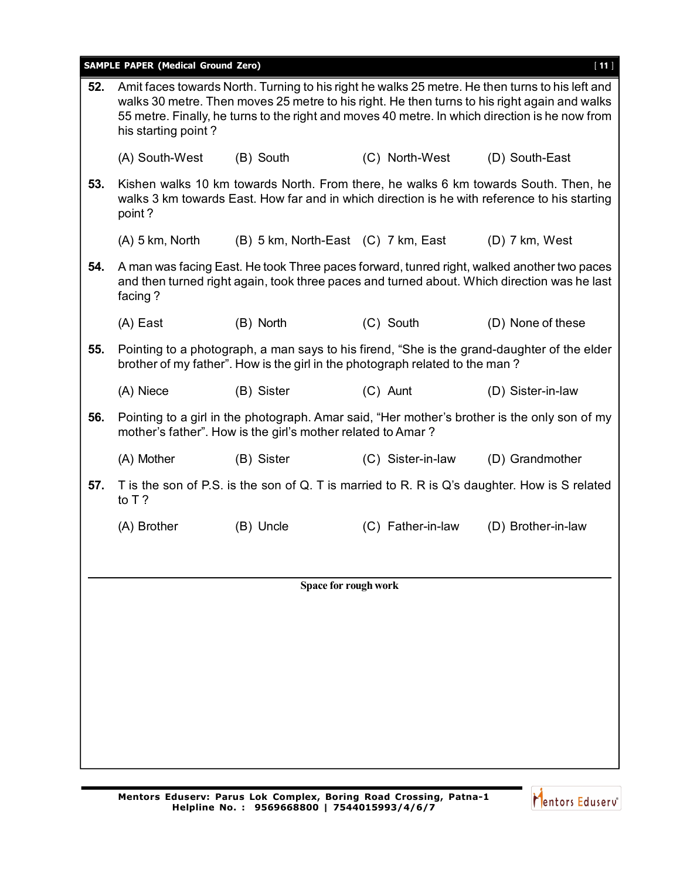**52.** Amit faces towards North. Turning to his right he walks 25 metre. He then turns to his left and walks 30 metre. Then moves 25 metre to his right. He then turns to his right again and walks 55 metre. Finally, he turns to the right and moves 40 metre. In which direction is he now from his starting point ?

(A) South-West (B) South (C) North-West (D) South-East

**53.** Kishen walks 10 km towards North. From there, he walks 6 km towards South. Then, he walks 3 km towards East. How far and in which direction is he with reference to his starting point ?

(A) 5 km, North (B) 5 km, North-East (C) 7 km, East (D) 7 km, West

**54.** A man was facing East. He took Three paces forward, tunred right, walked another two paces and then turned right again, took three paces and turned about. Which direction was he last facing ?

(A) East (B) North (C) South (D) None of these

**55.** Pointing to a photograph, a man says to his firend, "She is the grand-daughter of the elder brother of my father". How is the girl in the photograph related to the man ?

(A) Niece (B) Sister (C) Aunt (D) Sister-in-law

**56.** Pointing to a girl in the photograph. Amar said, "Her mother's brother is the only son of my mother's father". How is the girl's mother related to Amar ?

(A) Mother (B) Sister (C) Sister-in-law (D) Grandmother

**57.** T is the son of P.S. is the son of Q. T is married to R. R is Q's daughter. How is S related to T ?

(A) Brother (B) Uncle (C) Father-in-law (D) Brother-in-law

Space for rough work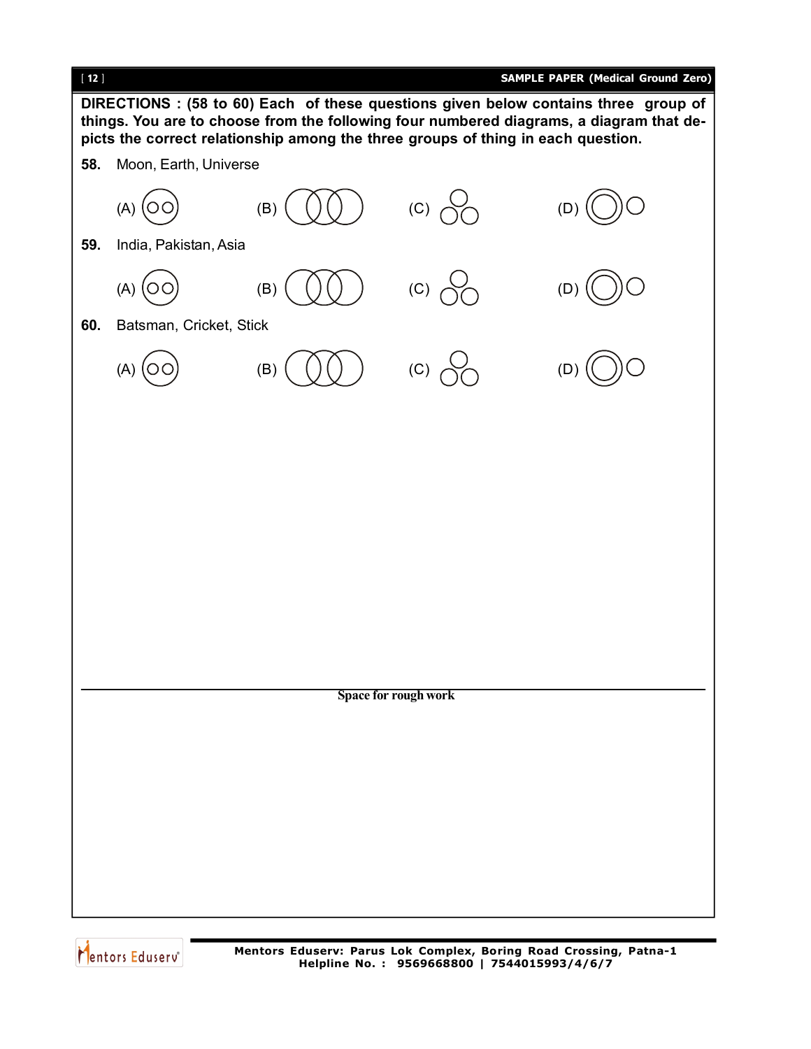**DIRECTIONS : (58 to 60) Each of these questions given below contains three group of things. You are to choose from the following four numbered diagrams, a diagram that depicts the correct relationship among the three groups of thing in each question.**

**58.** Moon, Earth, Universe

(A) (B) (C) (D)

**59.** India, Pakistan, Asia

(A) (B) (C) (D)

**60.** Batsman, Cricket, Stick

(A) (B) (C) (D)

**Space for rough work**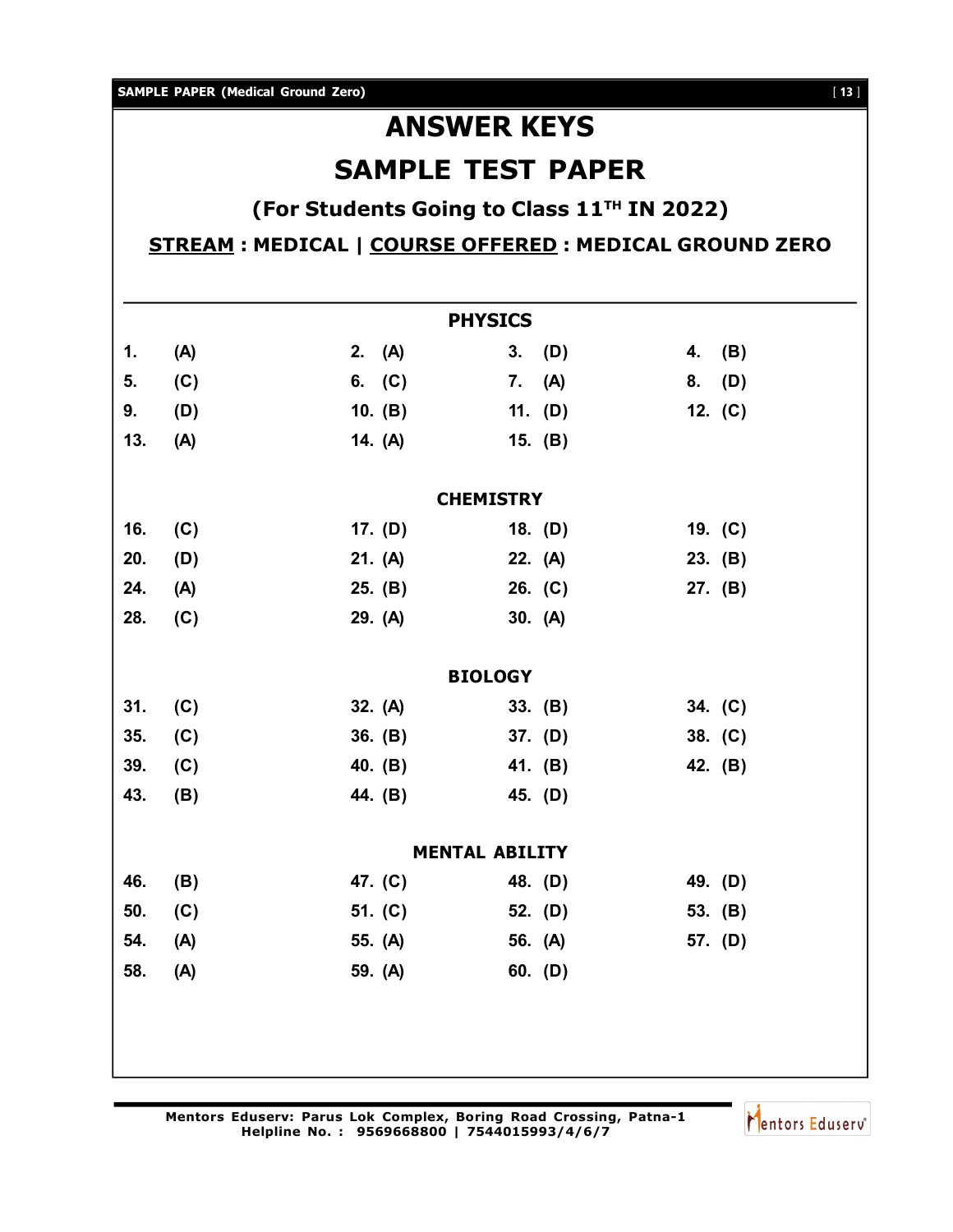# ANSWER KEYS

# SAMPLE TEST PAPER

### (For Students Going to Class 11TH IN 2022)

**STREAM : MEDICAL | COURSE OFFERED : MEDICAL GROUND ZERO**

## PHYSICS

| | | | |
|---|---|---|---|
| 1. (A) | 2. (A) | 3. (D) | 4. (B) |
| 5. (C) | 6. (C) | 7. (A) | 8. (D) |
| 9. (D) | 10. (B) | 11. (D) | 12. (C) |
| 13. (A) | 14. (A) | 15. (B) | |

## CHEMISTRY

| | | | |
|---|---|---|---|
| 16. (C) | 17. (D) | 18. (D) | 19. (C) |
| 20. (D) | 21. (A) | 22. (A) | 23. (B) |
| 24. (A) | 25. (B) | 26. (C) | 27. (B) |
| 28. (C) | 29. (A) | 30. (A) | |

## BIOLOGY

| | | | |
|---|---|---|---|
| 31. (C) | 32. (A) | 33. (B) | 34. (C) |
| 35. (C) | 36. (B) | 37. (D) | 38. (C) |
| 39. (C) | 40. (B) | 41. (B) | 42. (B) |
| 43. (B) | 44. (B) | 45. (D) | |

## MENTAL ABILITY

| | | | |
|---|---|---|---|
| 46. (B) | 47. (C) | 48. (D) | 49. (D) |
| 50. (C) | 51. (C) | 52. (D) | 53. (B) |
| 54. (A) | 55. (A) | 56. (A) | 57. (D) |
| 58. (A) | 59. (A) | 60. (D) | |